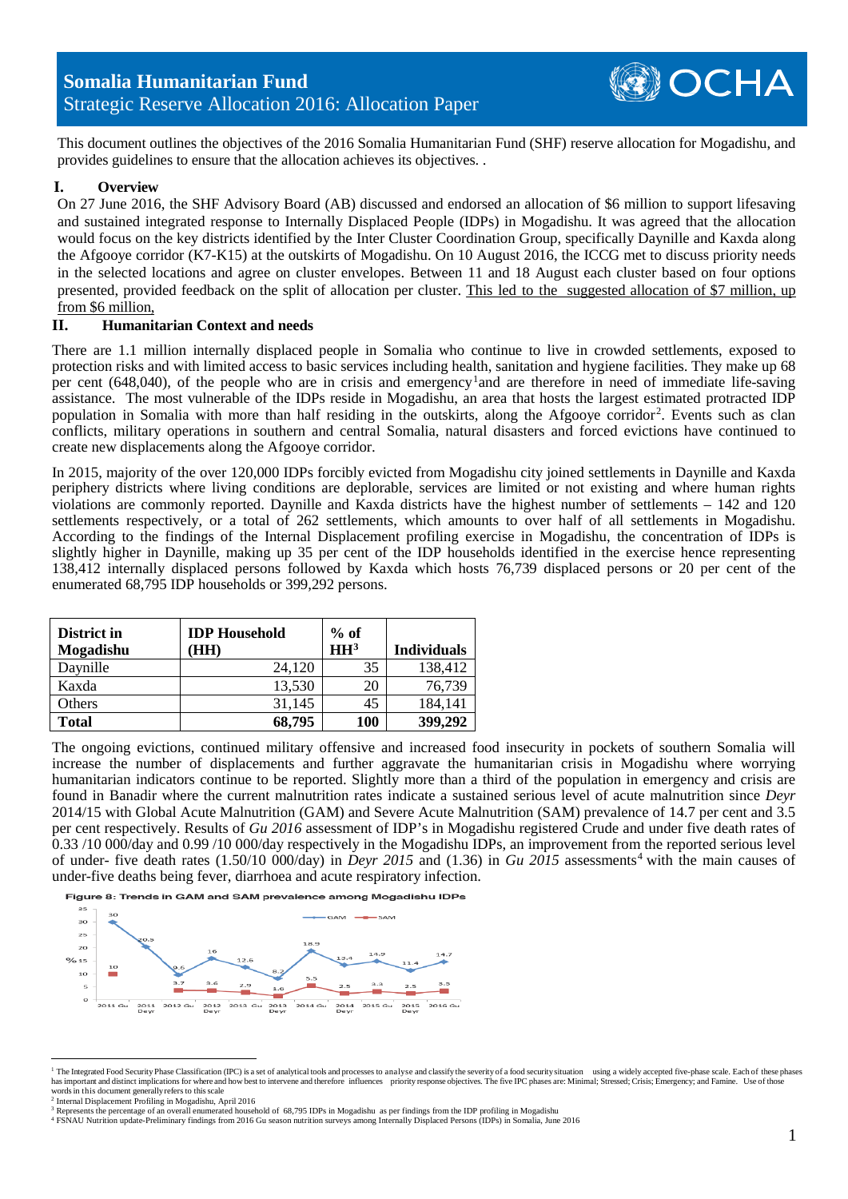# Somalia Humanitarian Fund

## Strategic Reserve Allocation 2016: Allocation Paper

This document outlines the objectives of the 2016 Somalia Humanitarian Fund (SHF) reserve allocation for Mogadishu, and provides guidelines to ensure that the allocation achieves its objectives. .

## I. Overview

On 27 June 2016, the SHF Advisory Board (AB) discussed and endorsed an allocation of $6 million to support lifesaving and sustained integrated response to Internally Displaced People (IDPs) in Mogadishu. It was agreed that the allocation would focus on the key districts identified by the Inter Cluster Coordination Group, specifically Daynille and Kaxda along the Afgooye corridor (K7-K15) at the outskirts of Mogadishu. On 10 August 2016, the ICCG met to discuss priority needs in the selected locations and agree on cluster envelopes. Between 11 and 18 August each cluster based on four options presented, provided feedback on the split of allocation per cluster. This led to the suggested allocation of $7 million, up from $6 million,

## II. Humanitarian Context and needs

There are 1.1 million internally displaced people in Somalia who continue to live in crowded settlements, exposed to protection risks and with limited access to basic services including health, sanitation and hygiene facilities. They make up 68 per cent (648,040), of the people who are in crisis and emergency[1]and are therefore in need of immediate life-saving assistance. The most vulnerable of the IDPs reside in Mogadishu, an area that hosts the largest estimated protracted IDP population in Somalia with more than half residing in the outskirts, along the Afgooye corridor[2]. Events such as clan conflicts, military operations in southern and central Somalia, natural disasters and forced evictions have continued to create new displacements along the Afgooye corridor.

In 2015, majority of the over 120,000 IDPs forcibly evicted from Mogadishu city joined settlements in Daynille and Kaxda periphery districts where living conditions are deplorable, services are limited or not existing and where human rights violations are commonly reported. Daynille and Kaxda districts have the highest number of settlements – 142 and 120 settlements respectively, or a total of 262 settlements, which amounts to over half of all settlements in Mogadishu. According to the findings of the Internal Displacement profiling exercise in Mogadishu, the concentration of IDPs is slightly higher in Daynille, making up 35 per cent of the IDP households identified in the exercise hence representing 138,412 internally displaced persons followed by Kaxda which hosts 76,739 displaced persons or 20 per cent of the enumerated 68,795 IDP households or 399,292 persons.

| District in Mogadishu | IDP Household (HH) | % of HH[3] | Individuals |
|---|---|---|---|
| Daynille | 24,120 | 35 | 138,412 |
| Kaxda | 13,530 | 20 | 76,739 |
| Others | 31,145 | 45 | 184,141 |
| **Total** | **68,795** | **100** | **399,292** |

The ongoing evictions, continued military offensive and increased food insecurity in pockets of southern Somalia will increase the number of displacements and further aggravate the humanitarian crisis in Mogadishu where worrying humanitarian indicators continue to be reported. Slightly more than a third of the population in emergency and crisis are found in Banadir where the current malnutrition rates indicate a sustained serious level of acute malnutrition since *Deyr* 2014/15 with Global Acute Malnutrition (GAM) and Severe Acute Malnutrition (SAM) prevalence of 14.7 per cent and 3.5 per cent respectively. Results of *Gu 2016* assessment of IDP's in Mogadishu registered Crude and under five death rates of 0.33 /10 000/day and 0.99 /10 000/day respectively in the Mogadishu IDPs, an improvement from the reported serious level of under- five death rates (1.50/10 000/day) in *Deyr 2015* and (1.36) in *Gu 2015* assessments[4] with the main causes of under-five deaths being fever, diarrhoea and acute respiratory infection.

**Figure 8: Trends in GAM and SAM prevalence among Mogadishu IDPs**

| Season | GAM (%) | SAM (%) |
|---|---|---|
| 2011 Gu | 30 | 10 |
| 2011 Deyr | 20.5 | |
| 2012 Gu | 9.6 | 3.7 |
| 2012 Deyr | 16 | 3.6 |
| 2013 Gu | 12.6 | 2.9 |
| 2013 Deyr | 8.2 | 1.6 |
| 2014 Gu | 18.9 | 5.5 |
| 2014 Deyr | 13.4 | 2.5 |
| 2015 Gu | 14.9 | 3.3 |
| 2015 Deyr | 11.4 | 2.5 |
| 2016 Gu | 14.7 | 3.5 |

[1] The Integrated Food Security Phase Classification (IPC) is a set of analytical tools and processes to analyse and classify the severity of a food security situation using a widely accepted five-phase scale. Each of these phases has important and distinct implications for where and how best to intervene and therefore influences priority response objectives. The five IPC phases are: Minimal; Stressed; Crisis; Emergency; and Famine. Use of those words in this document generally refers to this scale

[2] Internal Displacement Profiling in Mogadishu, April 2016

[3] Represents the percentage of an overall enumerated household of 68,795 IDPs in Mogadishu as per findings from the IDP profiling in Mogadishu

[4] FSNAU Nutrition update-Preliminary findings from 2016 Gu season nutrition surveys among Internally Displaced Persons (IDPs) in Somalia, June 2016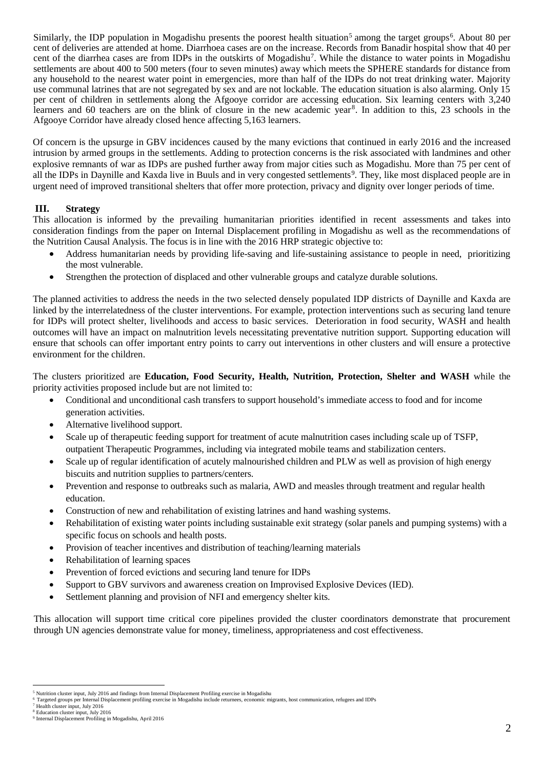Similarly, the IDP population in Mogadishu presents the poorest health situation[5] among the target groups[6]. About 80 per cent of deliveries are attended at home. Diarrhoea cases are on the increase. Records from Banadir hospital show that 40 per cent of the diarrhea cases are from IDPs in the outskirts of Mogadishu[7]. While the distance to water points in Mogadishu settlements are about 400 to 500 meters (four to seven minutes) away which meets the SPHERE standards for distance from any household to the nearest water point in emergencies, more than half of the IDPs do not treat drinking water. Majority use communal latrines that are not segregated by sex and are not lockable. The education situation is also alarming. Only 15 per cent of children in settlements along the Afgooye corridor are accessing education. Six learning centers with 3,240 learners and 60 teachers are on the blink of closure in the new academic year[8]. In addition to this, 23 schools in the Afgooye Corridor have already closed hence affecting 5,163 learners.

Of concern is the upsurge in GBV incidences caused by the many evictions that continued in early 2016 and the increased intrusion by armed groups in the settlements. Adding to protection concerns is the risk associated with landmines and other explosive remnants of war as IDPs are pushed further away from major cities such as Mogadishu. More than 75 per cent of all the IDPs in Daynille and Kaxda live in Buuls and in very congested settlements[9]. They, like most displaced people are in urgent need of improved transitional shelters that offer more protection, privacy and dignity over longer periods of time.

## III. Strategy

This allocation is informed by the prevailing humanitarian priorities identified in recent assessments and takes into consideration findings from the paper on Internal Displacement profiling in Mogadishu as well as the recommendations of the Nutrition Causal Analysis. The focus is in line with the 2016 HRP strategic objective to:

- Address humanitarian needs by providing life-saving and life-sustaining assistance to people in need, prioritizing the most vulnerable.
- Strengthen the protection of displaced and other vulnerable groups and catalyze durable solutions.

The planned activities to address the needs in the two selected densely populated IDP districts of Daynille and Kaxda are linked by the interrelatedness of the cluster interventions. For example, protection interventions such as securing land tenure for IDPs will protect shelter, livelihoods and access to basic services. Deterioration in food security, WASH and health outcomes will have an impact on malnutrition levels necessitating preventative nutrition support. Supporting education will ensure that schools can offer important entry points to carry out interventions in other clusters and will ensure a protective environment for the children.

The clusters prioritized are **Education, Food Security, Health, Nutrition, Protection, Shelter and WASH** while the priority activities proposed include but are not limited to:

- Conditional and unconditional cash transfers to support household's immediate access to food and for income generation activities.
- Alternative livelihood support.
- Scale up of therapeutic feeding support for treatment of acute malnutrition cases including scale up of TSFP, outpatient Therapeutic Programmes, including via integrated mobile teams and stabilization centers.
- Scale up of regular identification of acutely malnourished children and PLW as well as provision of high energy biscuits and nutrition supplies to partners/centers.
- Prevention and response to outbreaks such as malaria, AWD and measles through treatment and regular health education.
- Construction of new and rehabilitation of existing latrines and hand washing systems.
- Rehabilitation of existing water points including sustainable exit strategy (solar panels and pumping systems) with a specific focus on schools and health posts.
- Provision of teacher incentives and distribution of teaching/learning materials
- Rehabilitation of learning spaces
- Prevention of forced evictions and securing land tenure for IDPs
- Support to GBV survivors and awareness creation on Improvised Explosive Devices (IED).
- Settlement planning and provision of NFI and emergency shelter kits.

This allocation will support time critical core pipelines provided the cluster coordinators demonstrate that procurement through UN agencies demonstrate value for money, timeliness, appropriateness and cost effectiveness.

---

[5] Nutrition cluster input, July 2016 and findings from Internal Displacement Profiling exercise in Mogadishu

[6] Targeted groups per Internal Displacement profiling exercise in Mogadishu include returnees, economic migrants, host communication, refugees and IDPs

[7] Health cluster input, July 2016

[8] Education cluster input, July 2016

[9] Internal Displacement Profiling in Mogadishu, April 2016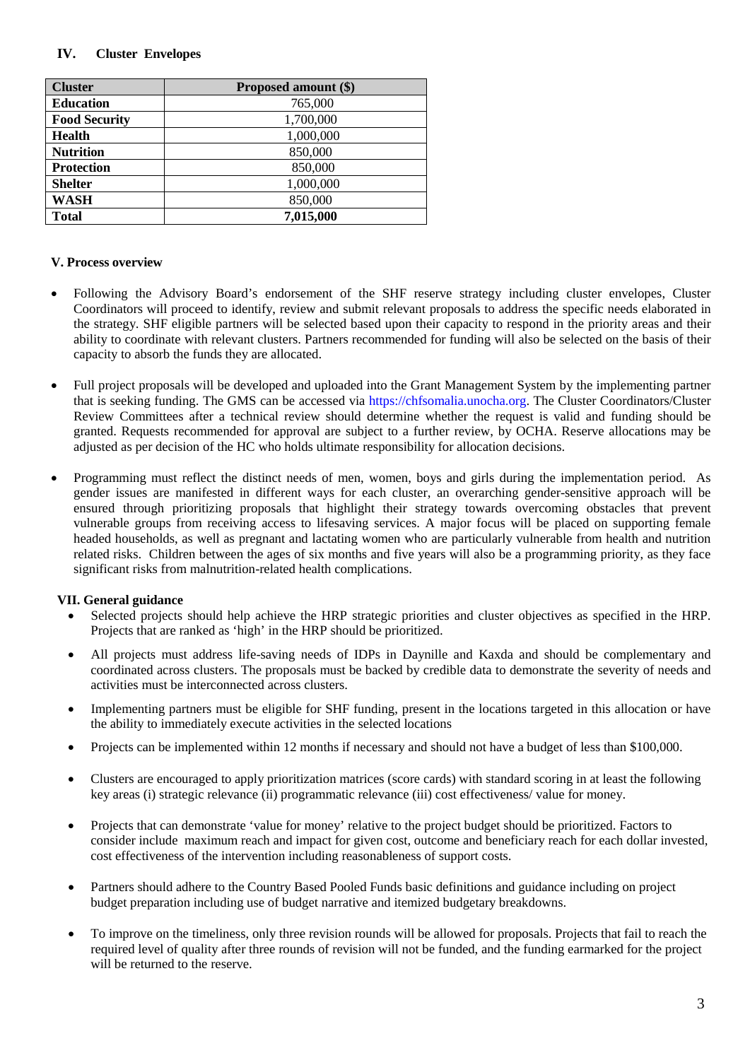## IV. Cluster Envelopes

| Cluster | Proposed amount ($) |
|---|---|
| **Education** | 765,000 |
| **Food Security** | 1,700,000 |
| **Health** | 1,000,000 |
| **Nutrition** | 850,000 |
| **Protection** | 850,000 |
| **Shelter** | 1,000,000 |
| **WASH** | 850,000 |
| **Total** | **7,015,000** |

## V. Process overview

- Following the Advisory Board's endorsement of the SHF reserve strategy including cluster envelopes, Cluster Coordinators will proceed to identify, review and submit relevant proposals to address the specific needs elaborated in the strategy. SHF eligible partners will be selected based upon their capacity to respond in the priority areas and their ability to coordinate with relevant clusters. Partners recommended for funding will also be selected on the basis of their capacity to absorb the funds they are allocated.

- Full project proposals will be developed and uploaded into the Grant Management System by the implementing partner that is seeking funding. The GMS can be accessed via https://chfsomalia.unocha.org. The Cluster Coordinators/Cluster Review Committees after a technical review should determine whether the request is valid and funding should be granted. Requests recommended for approval are subject to a further review, by OCHA. Reserve allocations may be adjusted as per decision of the HC who holds ultimate responsibility for allocation decisions.

- Programming must reflect the distinct needs of men, women, boys and girls during the implementation period. As gender issues are manifested in different ways for each cluster, an overarching gender-sensitive approach will be ensured through prioritizing proposals that highlight their strategy towards overcoming obstacles that prevent vulnerable groups from receiving access to lifesaving services. A major focus will be placed on supporting female headed households, as well as pregnant and lactating women who are particularly vulnerable from health and nutrition related risks. Children between the ages of six months and five years will also be a programming priority, as they face significant risks from malnutrition-related health complications.

## VII. General guidance

- Selected projects should help achieve the HRP strategic priorities and cluster objectives as specified in the HRP. Projects that are ranked as 'high' in the HRP should be prioritized.

- All projects must address life-saving needs of IDPs in Daynille and Kaxda and should be complementary and coordinated across clusters. The proposals must be backed by credible data to demonstrate the severity of needs and activities must be interconnected across clusters.

- Implementing partners must be eligible for SHF funding, present in the locations targeted in this allocation or have the ability to immediately execute activities in the selected locations

- Projects can be implemented within 12 months if necessary and should not have a budget of less than $100,000.

- Clusters are encouraged to apply prioritization matrices (score cards) with standard scoring in at least the following key areas (i) strategic relevance (ii) programmatic relevance (iii) cost effectiveness/ value for money.

- Projects that can demonstrate 'value for money' relative to the project budget should be prioritized. Factors to consider include maximum reach and impact for given cost, outcome and beneficiary reach for each dollar invested, cost effectiveness of the intervention including reasonableness of support costs.

- Partners should adhere to the Country Based Pooled Funds basic definitions and guidance including on project budget preparation including use of budget narrative and itemized budgetary breakdowns.

- To improve on the timeliness, only three revision rounds will be allowed for proposals. Projects that fail to reach the required level of quality after three rounds of revision will not be funded, and the funding earmarked for the project will be returned to the reserve.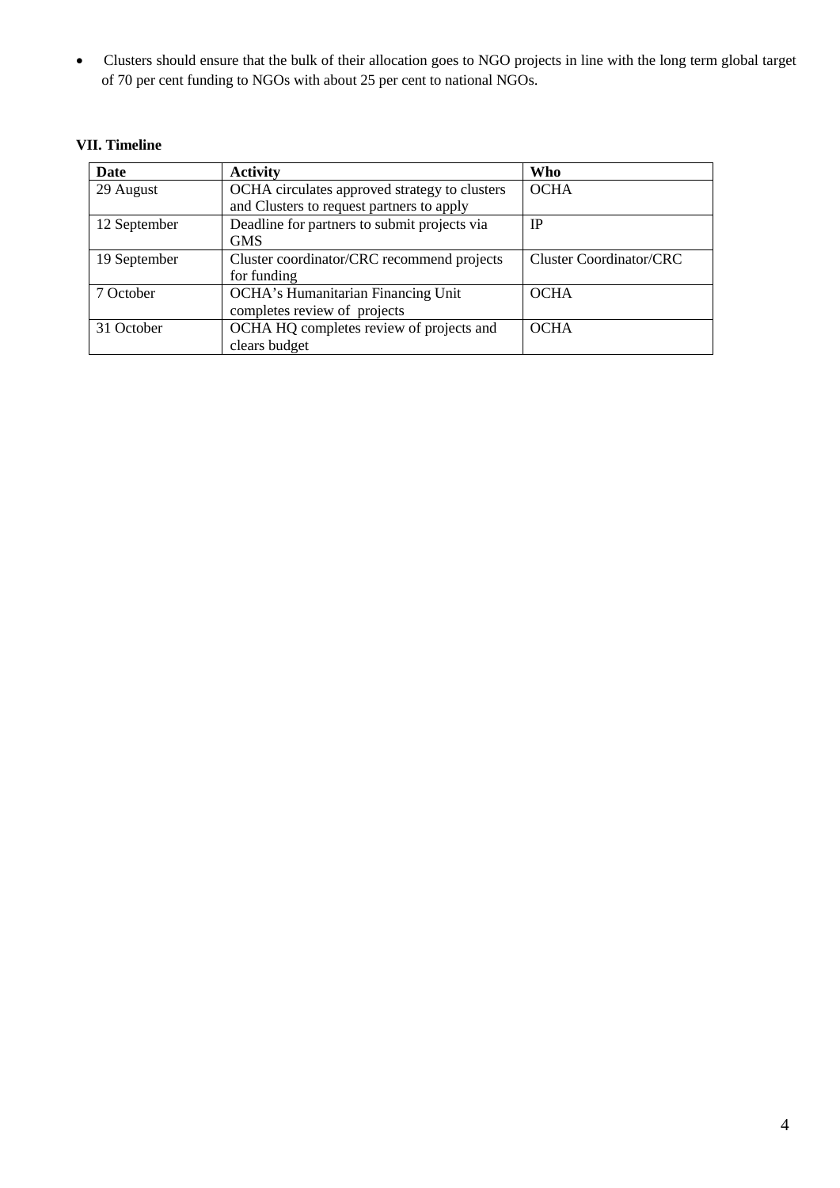- Clusters should ensure that the bulk of their allocation goes to NGO projects in line with the long term global target of 70 per cent funding to NGOs with about 25 per cent to national NGOs.

**VII. Timeline**

| Date | Activity | Who |
|---|---|---|
| 29 August | OCHA circulates approved strategy to clusters and Clusters to request partners to apply | OCHA |
| 12 September | Deadline for partners to submit projects via GMS | IP |
| 19 September | Cluster coordinator/CRC recommend projects for funding | Cluster Coordinator/CRC |
| 7 October | OCHA's Humanitarian Financing Unit completes review of projects | OCHA |
| 31 October | OCHA HQ completes review of projects and clears budget | OCHA |